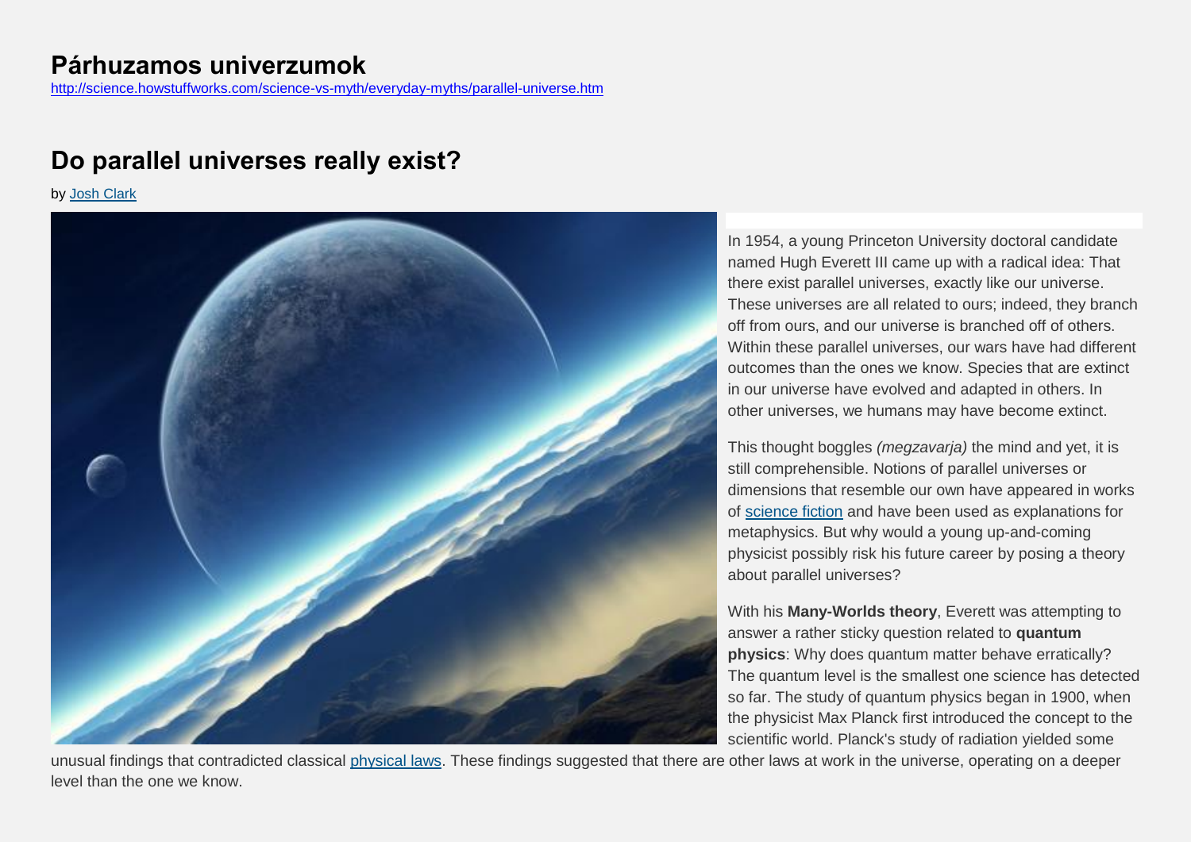# Párhuzamos univerzumok

http://science.howstuffworks.com/science-vs-myth/everyday-myths/parallel-universe.htm

## Do parallel universes really exist?

by Josh Clark

In 1954, a young Princeton University doctoral candidate named Hugh Everett III came up with a radical idea: That there exist parallel universes, exactly like our universe. These universes are all related to ours; indeed, they branch off from ours, and our universe is branched off of others. Within these parallel universes, our wars have had different outcomes than the ones we know. Species that are extinct in our universe have evolved and adapted in others. In other universes, we humans may have become extinct.

This thought boggles *(megzavarja)* the mind and yet, it is still comprehensible. Notions of parallel universes or dimensions that resemble our own have appeared in works of science fiction and have been used as explanations for metaphysics. But why would a young up-and-coming physicist possibly risk his future career by posing a theory about parallel universes?

With his **Many-Worlds theory**, Everett was attempting to answer a rather sticky question related to **quantum physics**: Why does quantum matter behave erratically? The quantum level is the smallest one science has detected so far. The study of quantum physics began in 1900, when the physicist Max Planck first introduced the concept to the scientific world. Planck's study of radiation yielded some unusual findings that contradicted classical physical laws. These findings suggested that there are other laws at work in the universe, operating on a deeper level than the one we know.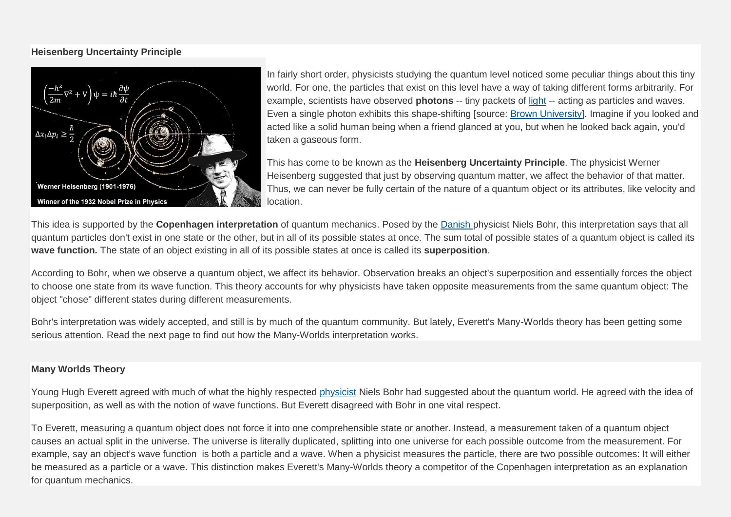**Heisenberg Uncertainty Principle**

In fairly short order, physicists studying the quantum level noticed some peculiar things about this tiny world. For one, the particles that exist on this level have a way of taking different forms arbitrarily. For example, scientists have observed **photons** -- tiny packets of light -- acting as particles and waves. Even a single photon exhibits this shape-shifting [source: Brown University]. Imagine if you looked and acted like a solid human being when a friend glanced at you, but when he looked back again, you'd taken a gaseous form.

This has come to be known as the **Heisenberg Uncertainty Principle**. The physicist Werner Heisenberg suggested that just by observing quantum matter, we affect the behavior of that matter. Thus, we can never be fully certain of the nature of a quantum object or its attributes, like velocity and location.

This idea is supported by the **Copenhagen interpretation** of quantum mechanics. Posed by the Danish physicist Niels Bohr, this interpretation says that all quantum particles don't exist in one state or the other, but in all of its possible states at once. The sum total of possible states of a quantum object is called its **wave function.** The state of an object existing in all of its possible states at once is called its **superposition**.

According to Bohr, when we observe a quantum object, we affect its behavior. Observation breaks an object's superposition and essentially forces the object to choose one state from its wave function. This theory accounts for why physicists have taken opposite measurements from the same quantum object: The object "chose" different states during different measurements.

Bohr's interpretation was widely accepted, and still is by much of the quantum community. But lately, Everett's Many-Worlds theory has been getting some serious attention. Read the next page to find out how the Many-Worlds interpretation works.

**Many Worlds Theory**

Young Hugh Everett agreed with much of what the highly respected physicist Niels Bohr had suggested about the quantum world. He agreed with the idea of superposition, as well as with the notion of wave functions. But Everett disagreed with Bohr in one vital respect.

To Everett, measuring a quantum object does not force it into one comprehensible state or another. Instead, a measurement taken of a quantum object causes an actual split in the universe. The universe is literally duplicated, splitting into one universe for each possible outcome from the measurement. For example, say an object's wave function is both a particle and a wave. When a physicist measures the particle, there are two possible outcomes: It will either be measured as a particle or a wave. This distinction makes Everett's Many-Worlds theory a competitor of the Copenhagen interpretation as an explanation for quantum mechanics.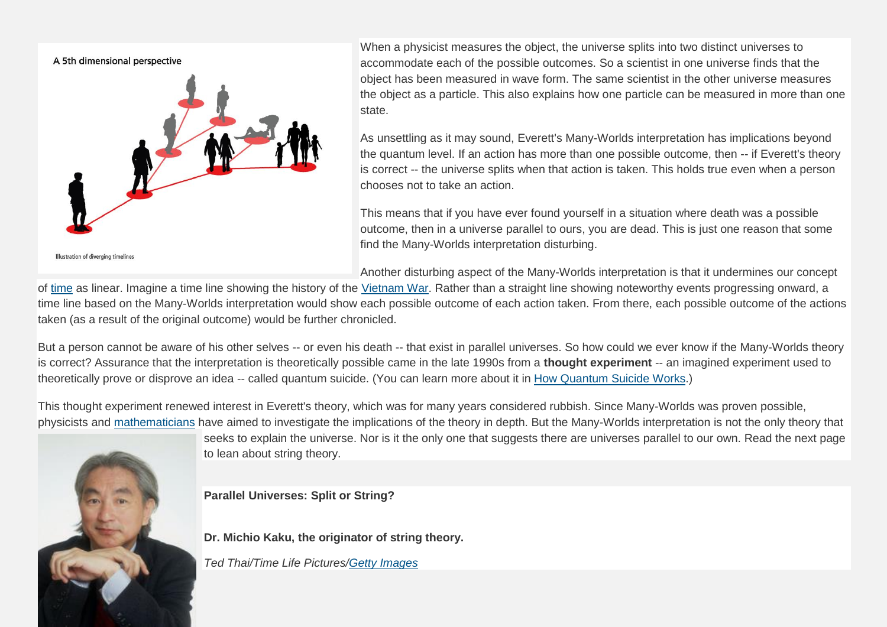A 5th dimensional perspective

Illustration of diverging timelines

When a physicist measures the object, the universe splits into two distinct universes to accommodate each of the possible outcomes. So a scientist in one universe finds that the object has been measured in wave form. The same scientist in the other universe measures the object as a particle. This also explains how one particle can be measured in more than one state.

As unsettling as it may sound, Everett's Many-Worlds interpretation has implications beyond the quantum level. If an action has more than one possible outcome, then -- if Everett's theory is correct -- the universe splits when that action is taken. This holds true even when a person chooses not to take an action.

This means that if you have ever found yourself in a situation where death was a possible outcome, then in a universe parallel to ours, you are dead. This is just one reason that some find the Many-Worlds interpretation disturbing.

Another disturbing aspect of the Many-Worlds interpretation is that it undermines our concept of time as linear. Imagine a time line showing the history of the Vietnam War. Rather than a straight line showing noteworthy events progressing onward, a time line based on the Many-Worlds interpretation would show each possible outcome of each action taken. From there, each possible outcome of the actions taken (as a result of the original outcome) would be further chronicled.

But a person cannot be aware of his other selves -- or even his death -- that exist in parallel universes. So how could we ever know if the Many-Worlds theory is correct? Assurance that the interpretation is theoretically possible came in the late 1990s from a **thought experiment** -- an imagined experiment used to theoretically prove or disprove an idea -- called quantum suicide. (You can learn more about it in How Quantum Suicide Works.)

This thought experiment renewed interest in Everett's theory, which was for many years considered rubbish. Since Many-Worlds was proven possible, physicists and mathematicians have aimed to investigate the implications of the theory in depth. But the Many-Worlds interpretation is not the only theory that seeks to explain the universe. Nor is it the only one that suggests there are universes parallel to our own. Read the next page to lean about string theory.

**Parallel Universes: Split or String?**

**Dr. Michio Kaku, the originator of string theory.**

*Ted Thai/Time Life Pictures/Getty Images*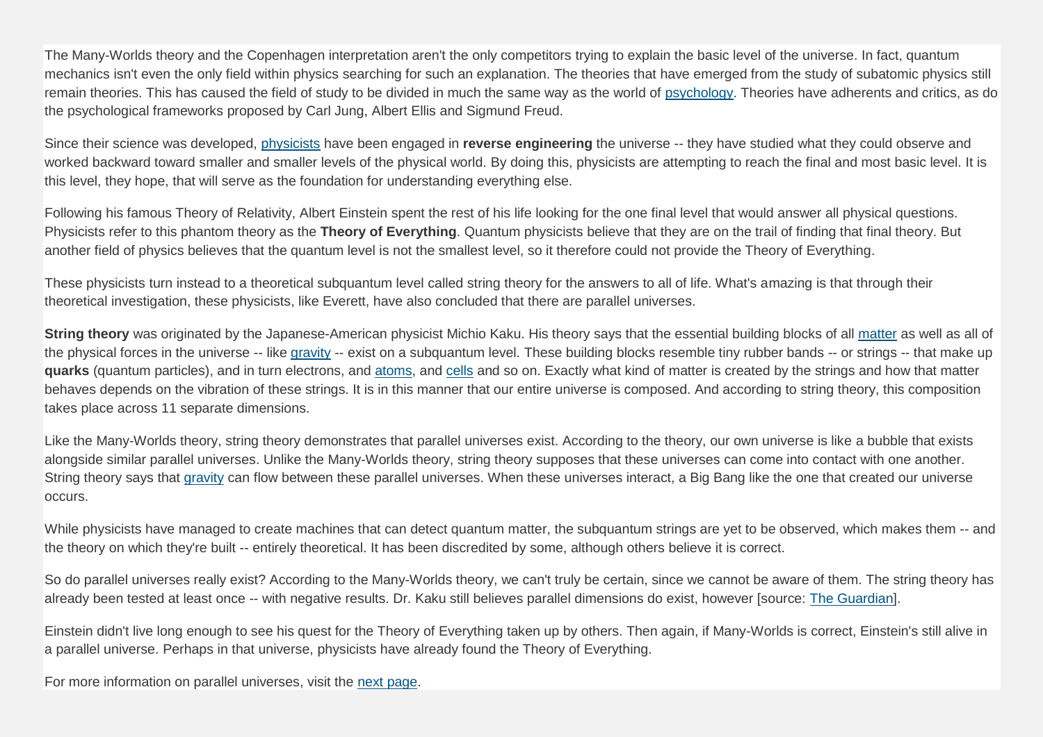The Many-Worlds theory and the Copenhagen interpretation aren't the only competitors trying to explain the basic level of the universe. In fact, quantum mechanics isn't even the only field within physics searching for such an explanation. The theories that have emerged from the study of subatomic physics still remain theories. This has caused the field of study to be divided in much the same way as the world of psychology. Theories have adherents and critics, as do the psychological frameworks proposed by Carl Jung, Albert Ellis and Sigmund Freud.

Since their science was developed, physicists have been engaged in **reverse engineering** the universe -- they have studied what they could observe and worked backward toward smaller and smaller levels of the physical world. By doing this, physicists are attempting to reach the final and most basic level. It is this level, they hope, that will serve as the foundation for understanding everything else.

Following his famous Theory of Relativity, Albert Einstein spent the rest of his life looking for the one final level that would answer all physical questions. Physicists refer to this phantom theory as the **Theory of Everything**. Quantum physicists believe that they are on the trail of finding that final theory. But another field of physics believes that the quantum level is not the smallest level, so it therefore could not provide the Theory of Everything.

These physicists turn instead to a theoretical subquantum level called string theory for the answers to all of life. What's amazing is that through their theoretical investigation, these physicists, like Everett, have also concluded that there are parallel universes.

**String theory** was originated by the Japanese-American physicist Michio Kaku. His theory says that the essential building blocks of all matter as well as all of the physical forces in the universe -- like gravity -- exist on a subquantum level. These building blocks resemble tiny rubber bands -- or strings -- that make up **quarks** (quantum particles), and in turn electrons, and atoms, and cells and so on. Exactly what kind of matter is created by the strings and how that matter behaves depends on the vibration of these strings. It is in this manner that our entire universe is composed. And according to string theory, this composition takes place across 11 separate dimensions.

Like the Many-Worlds theory, string theory demonstrates that parallel universes exist. According to the theory, our own universe is like a bubble that exists alongside similar parallel universes. Unlike the Many-Worlds theory, string theory supposes that these universes can come into contact with one another. String theory says that gravity can flow between these parallel universes. When these universes interact, a Big Bang like the one that created our universe occurs.

While physicists have managed to create machines that can detect quantum matter, the subquantum strings are yet to be observed, which makes them -- and the theory on which they're built -- entirely theoretical. It has been discredited by some, although others believe it is correct.

So do parallel universes really exist? According to the Many-Worlds theory, we can't truly be certain, since we cannot be aware of them. The string theory has already been tested at least once -- with negative results. Dr. Kaku still believes parallel dimensions do exist, however [source: The Guardian].

Einstein didn't live long enough to see his quest for the Theory of Everything taken up by others. Then again, if Many-Worlds is correct, Einstein's still alive in a parallel universe. Perhaps in that universe, physicists have already found the Theory of Everything.

For more information on parallel universes, visit the next page.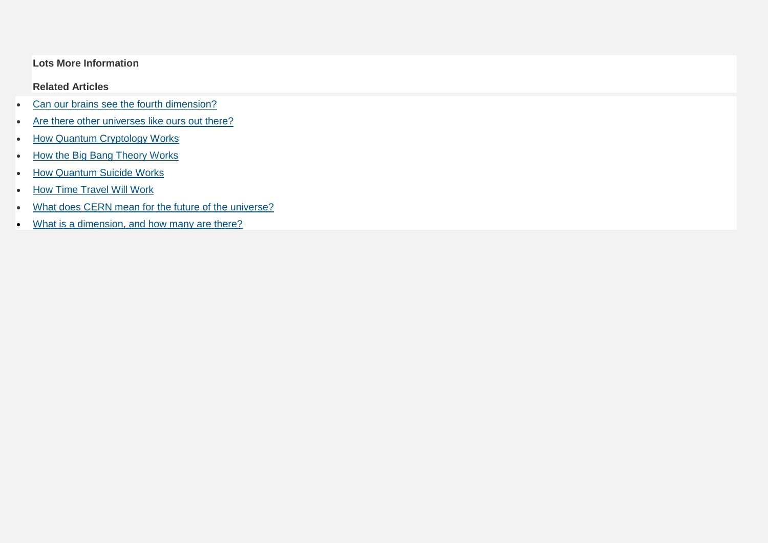**Lots More Information**

**Related Articles**

- Can our brains see the fourth dimension?
- Are there other universes like ours out there?
- How Quantum Cryptology Works
- How the Big Bang Theory Works
- How Quantum Suicide Works
- How Time Travel Will Work
- What does CERN mean for the future of the universe?
- What is a dimension, and how many are there?